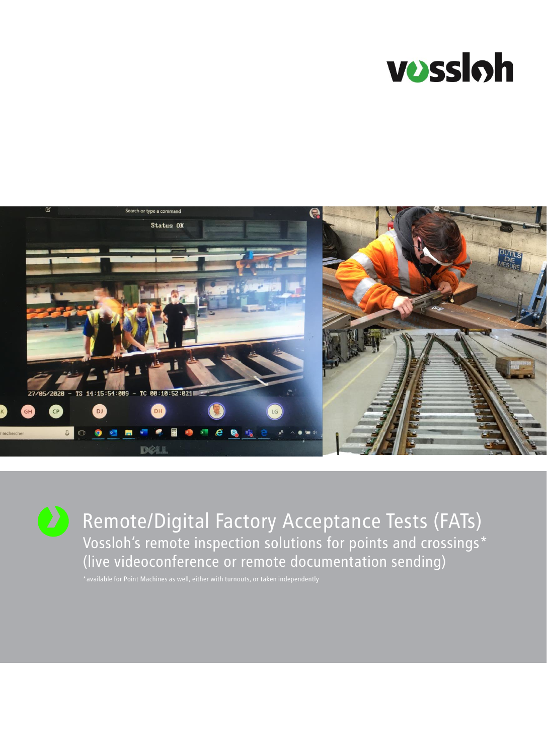# Remote/Digital Factory Acceptance Tests (FATs)

## Vossloh's remote inspection solutions for points and crossings*
## (live videoconference or remote documentation sending)

*available for Point Machines as well, either with turnouts, or taken independently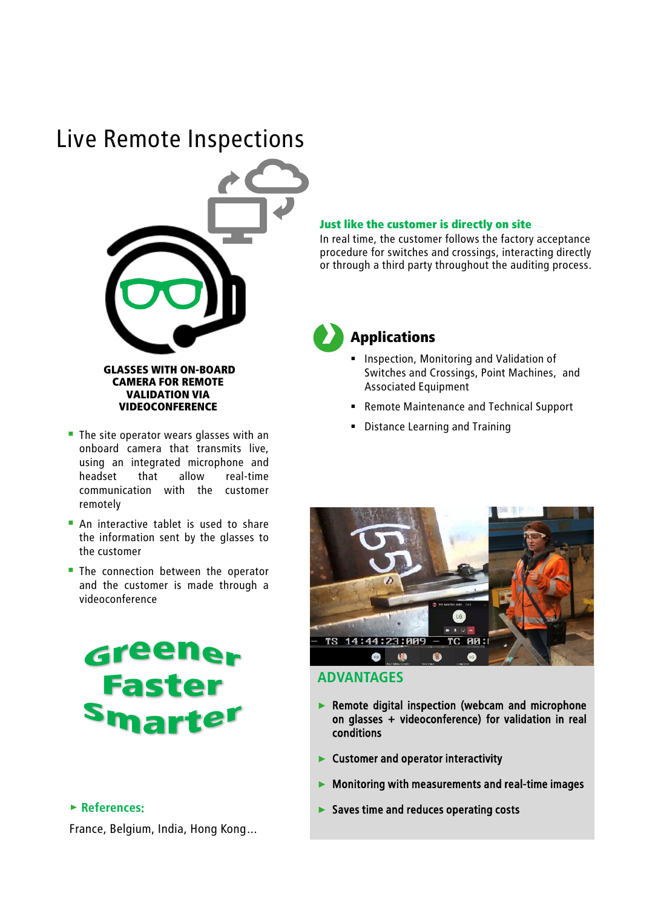# Live Remote Inspections

**GLASSES WITH ON-BOARD CAMERA FOR REMOTE VALIDATION VIA VIDEOCONFERENCE**

- The site operator wears glasses with an onboard camera that transmits live, using an integrated microphone and headset that allow real-time communication with the customer remotely
- An interactive tablet is used to share the information sent by the glasses to the customer
- The connection between the operator and the customer is made through a videoconference

**Greener Faster Smarter**

**Just like the customer is directly on site**

In real time, the customer follows the factory acceptance procedure for switches and crossings, interacting directly or through a third party throughout the auditing process.

## Applications

- Inspection, Monitoring and Validation of Switches and Crossings, Point Machines, and Associated Equipment
- Remote Maintenance and Technical Support
- Distance Learning and Training

## ADVANTAGES

- **Remote digital inspection (webcam and microphone on glasses + videoconference) for validation in real conditions**
- **Customer and operator interactivity**
- **Monitoring with measurements and real-time images**
- **Saves time and reduces operating costs**

► **References:**

France, Belgium, India, Hong Kong…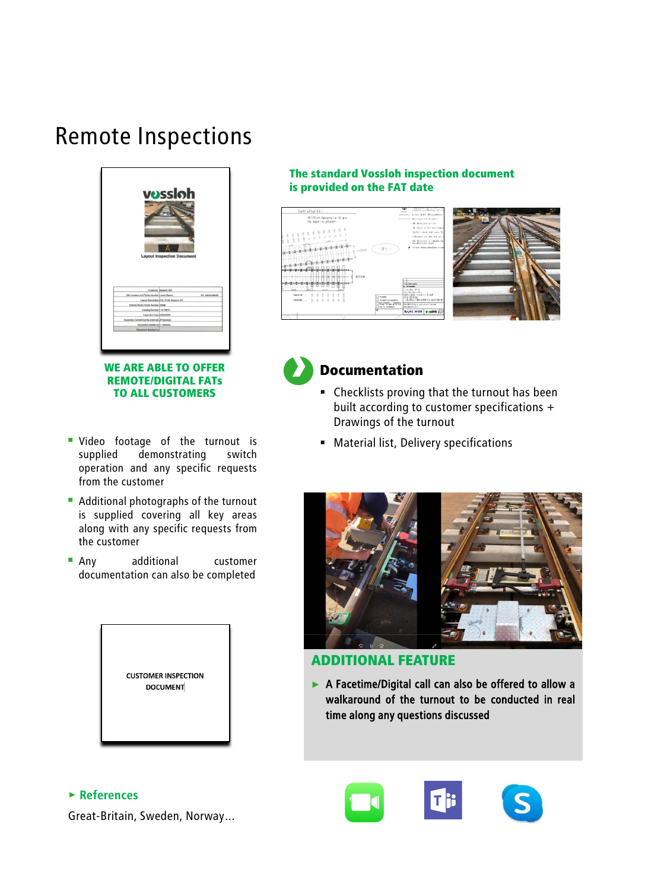# Remote Inspections

**WE ARE ABLE TO OFFER REMOTE/DIGITAL FATs TO ALL CUSTOMERS**

- Video footage of the turnout is supplied demonstrating switch operation and any specific requests from the customer
- Additional photographs of the turnout is supplied covering all key areas along with any specific requests from the customer
- Any additional customer documentation can also be completed

CUSTOMER INSPECTION DOCUMENT

**The standard Vossloh inspection document is provided on the FAT date**

## Documentation

- Checklists proving that the turnout has been built according to customer specifications + Drawings of the turnout
- Material list, Delivery specifications

## ADDITIONAL FEATURE

- **A Facetime/Digital call can also be offered to allow a walkaround of the turnout to be conducted in real time along any questions discussed**

**References**

Great-Britain, Sweden, Norway...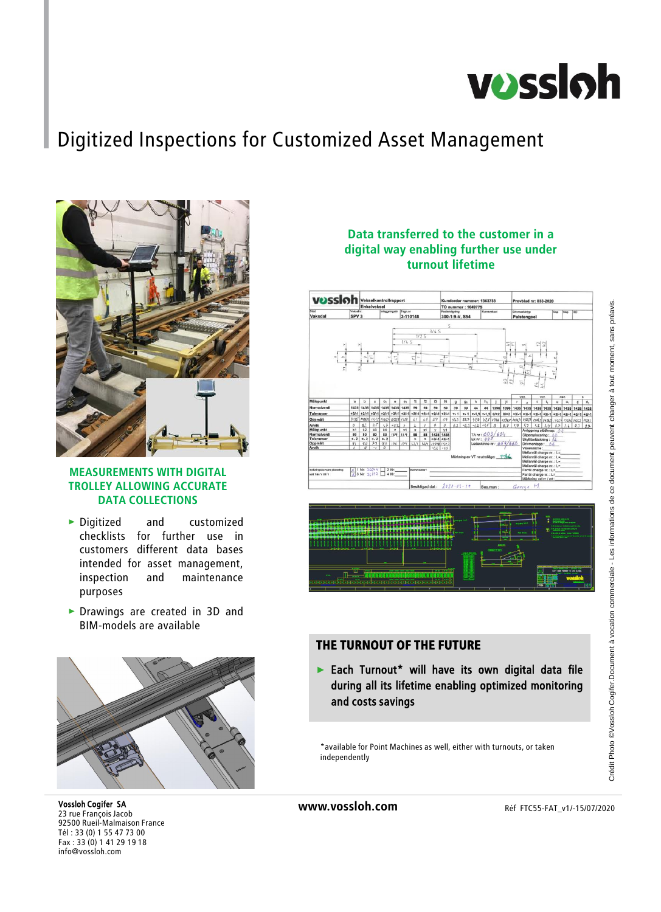# Digitized Inspections for Customized Asset Management

**MEASUREMENTS WITH DIGITAL TROLLEY ALLOWING ACCURATE DATA COLLECTIONS**

- Digitized and customized checklists for further use in customers different data bases intended for asset management, inspection and maintenance purposes
- Drawings are created in 3D and BIM-models are available

**Data transferred to the customer in a digital way enabling further use under turnout lifetime**

## THE TURNOUT OF THE FUTURE

- **Each Turnout* will have its own digital data file during all its lifetime enabling optimized monitoring and costs savings**

*available for Point Machines as well, either with turnouts, or taken independently

Crédit Photo ©Vossloh Cogifer.Document à vocation commerciale - Les informations de ce document peuvent changer à tout moment, sans préavis.

**Vossloh Cogifer SA**
23 rue François Jacob
92500 Rueil-Malmaison France
Tél : 33 (0) 1 55 47 73 00
Fax : 33 (0) 1 41 29 19 18
info@vossloh.com

**www.vossloh.com**

Réf FTC55-FAT_v1/-15/07/2020